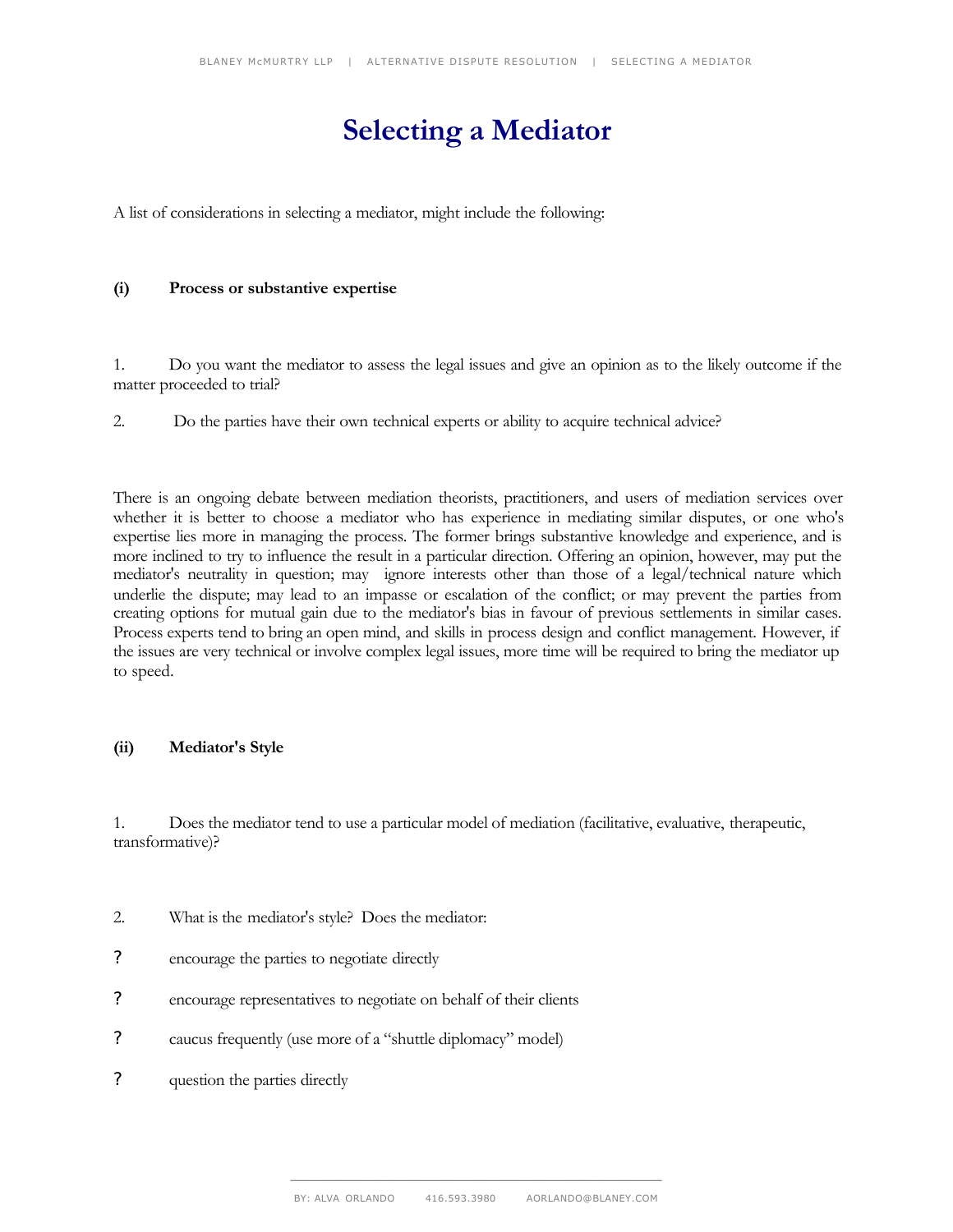# Selecting a Mediator

A list of considerations in selecting a mediator, might include the following:

**(i) Process or substantive expertise**

1. Do you want the mediator to assess the legal issues and give an opinion as to the likely outcome if the matter proceeded to trial?

2. Do the parties have their own technical experts or ability to acquire technical advice?

There is an ongoing debate between mediation theorists, practitioners, and users of mediation services over whether it is better to choose a mediator who has experience in mediating similar disputes, or one who's expertise lies more in managing the process. The former brings substantive knowledge and experience, and is more inclined to try to influence the result in a particular direction. Offering an opinion, however, may put the mediator's neutrality in question; may ignore interests other than those of a legal/technical nature which underlie the dispute; may lead to an impasse or escalation of the conflict; or may prevent the parties from creating options for mutual gain due to the mediator's bias in favour of previous settlements in similar cases. Process experts tend to bring an open mind, and skills in process design and conflict management. However, if the issues are very technical or involve complex legal issues, more time will be required to bring the mediator up to speed.

**(ii) Mediator's Style**

1. Does the mediator tend to use a particular model of mediation (facilitative, evaluative, therapeutic, transformative)?

2. What is the mediator's style? Does the mediator:

? encourage the parties to negotiate directly

? encourage representatives to negotiate on behalf of their clients

? caucus frequently (use more of a "shuttle diplomacy" model)

? question the parties directly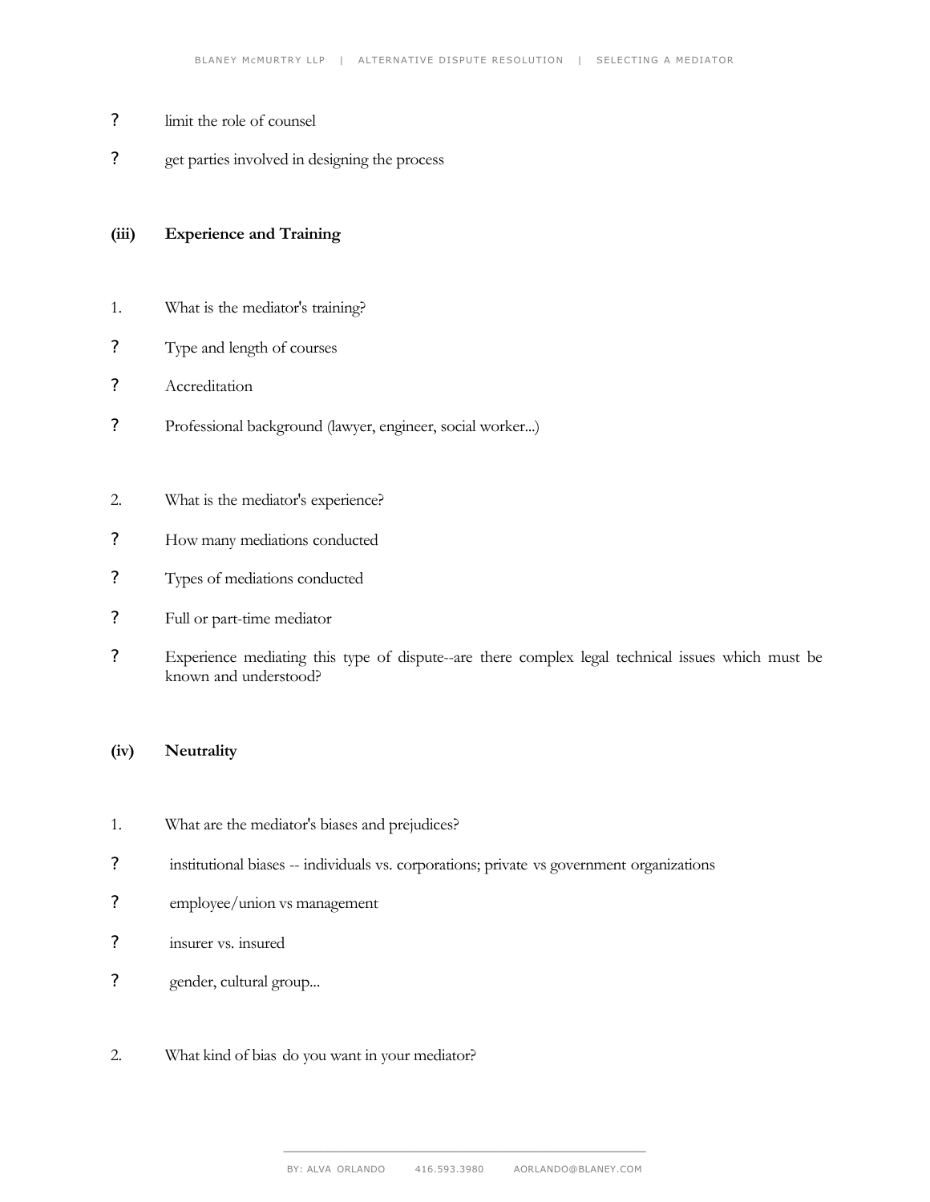? limit the role of counsel

? get parties involved in designing the process

**(iii) Experience and Training**

1. What is the mediator's training?

? Type and length of courses

? Accreditation

? Professional background (lawyer, engineer, social worker...)

2. What is the mediator's experience?

? How many mediations conducted

? Types of mediations conducted

? Full or part-time mediator

? Experience mediating this type of dispute--are there complex legal technical issues which must be known and understood?

**(iv) Neutrality**

1. What are the mediator's biases and prejudices?

? institutional biases -- individuals vs. corporations; private vs government organizations

? employee/union vs management

? insurer vs. insured

? gender, cultural group...

2. What kind of bias do you want in your mediator?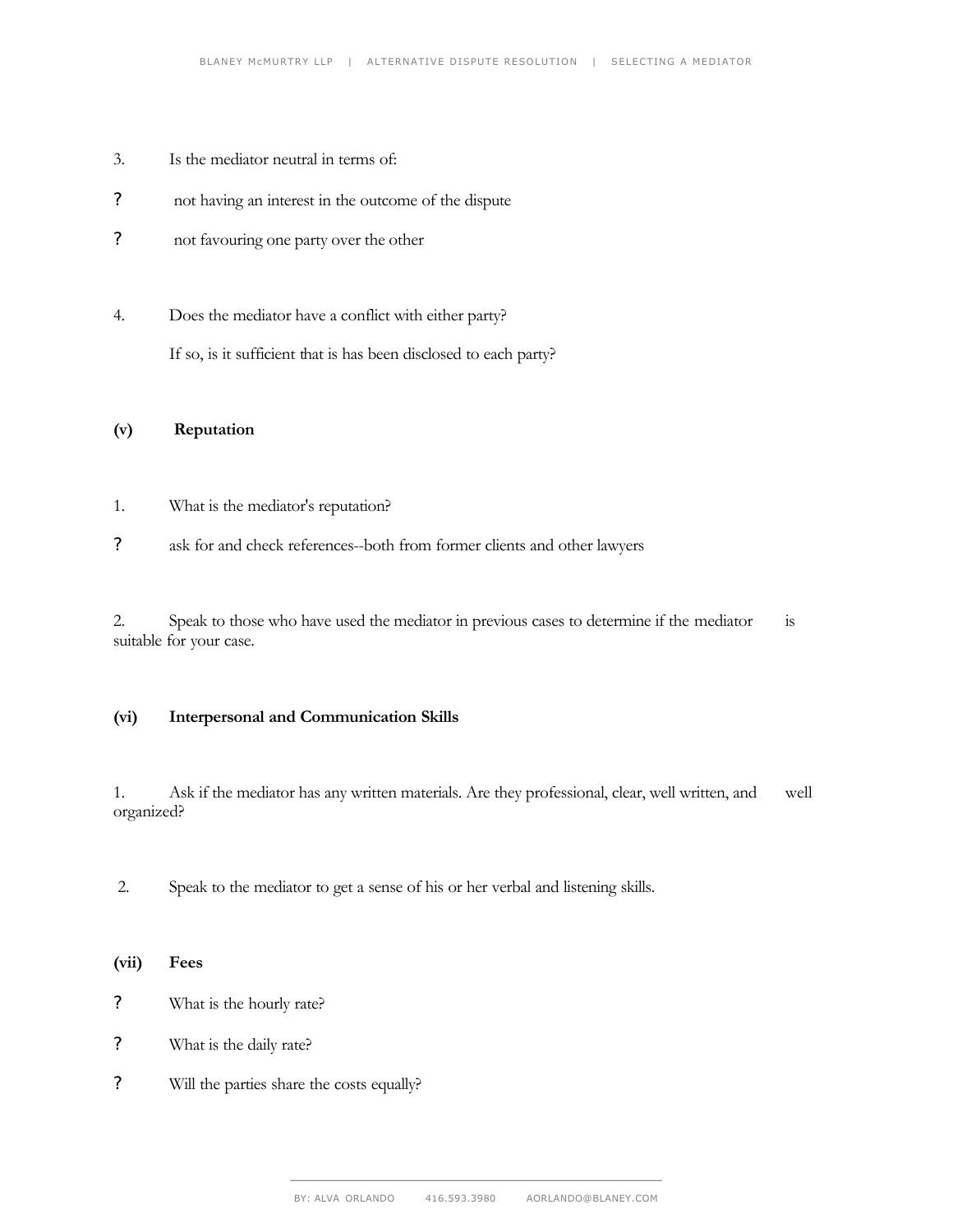3. Is the mediator neutral in terms of:

? not having an interest in the outcome of the dispute

? not favouring one party over the other

4. Does the mediator have a conflict with either party?

   If so, is it sufficient that is has been disclosed to each party?

**(v) Reputation**

1. What is the mediator's reputation?

? ask for and check references--both from former clients and other lawyers

2. Speak to those who have used the mediator in previous cases to determine if the mediator is suitable for your case.

**(vi) Interpersonal and Communication Skills**

1. Ask if the mediator has any written materials. Are they professional, clear, well written, and well organized?

2. Speak to the mediator to get a sense of his or her verbal and listening skills.

**(vii) Fees**

? What is the hourly rate?

? What is the daily rate?

? Will the parties share the costs equally?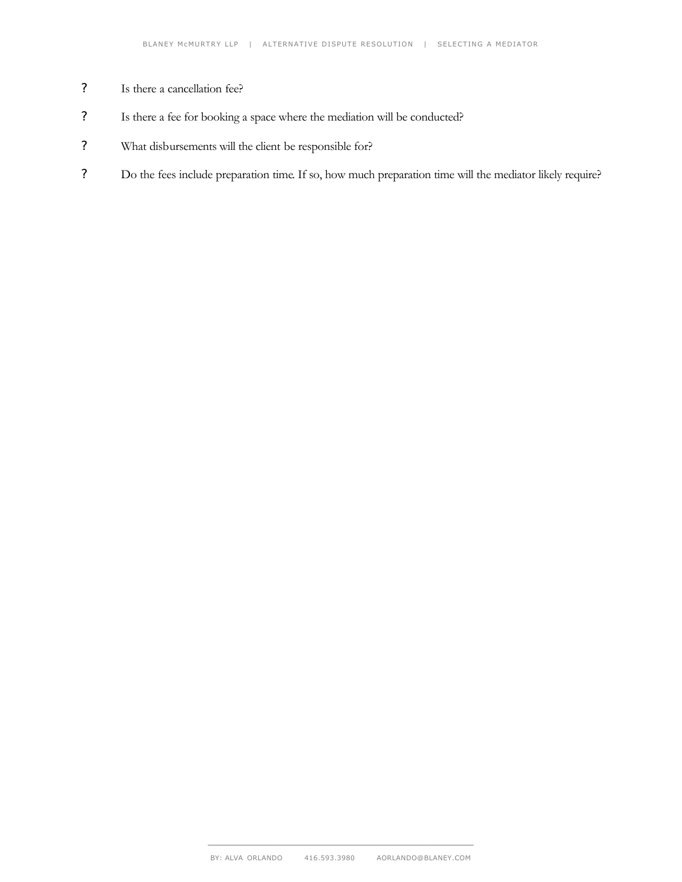- ? Is there a cancellation fee?
- ? Is there a fee for booking a space where the mediation will be conducted?
- ? What disbursements will the client be responsible for?
- ? Do the fees include preparation time. If so, how much preparation time will the mediator likely require?